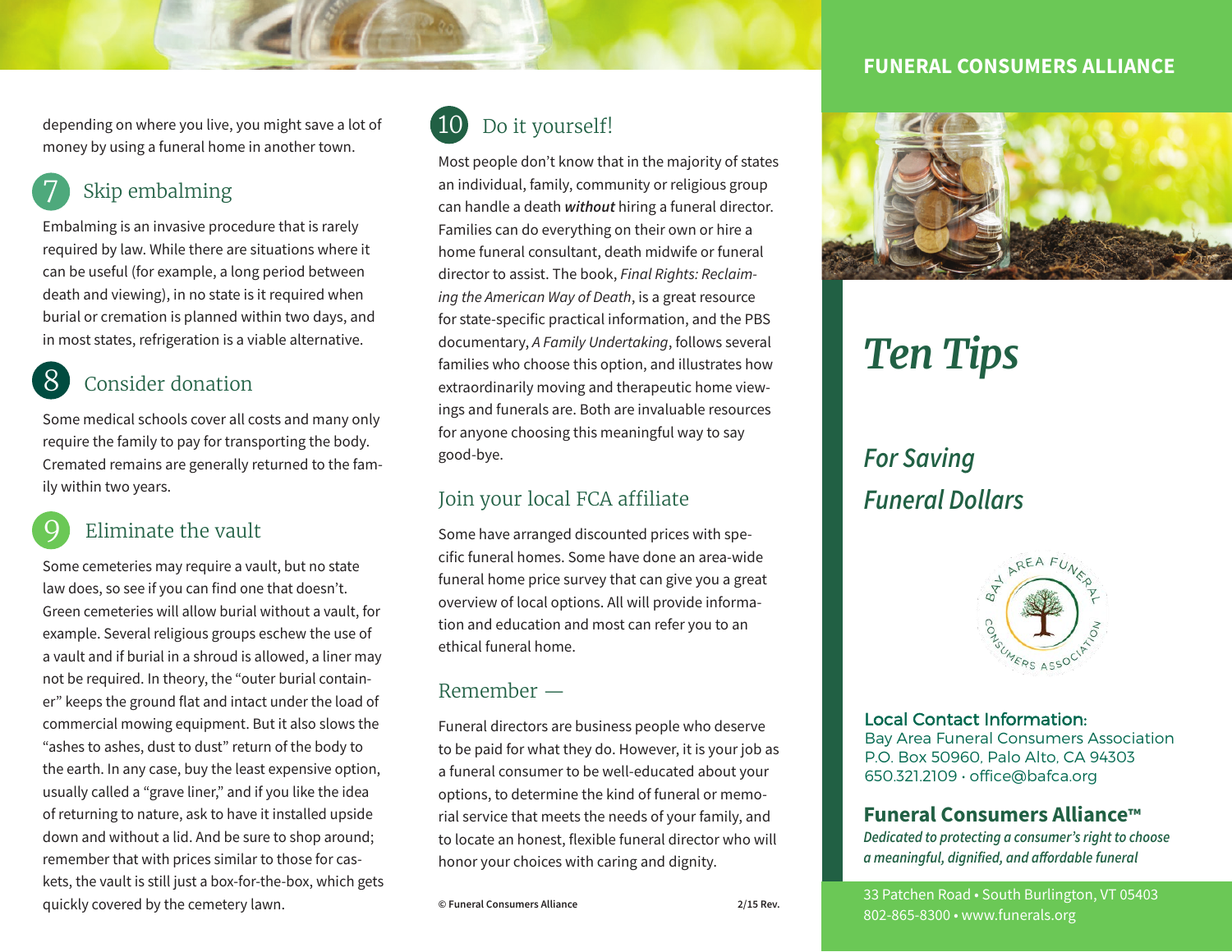depending on where you live, you might save a lot of money by using a funeral home in another town.

## 7 Skip embalming

Embalming is an invasive procedure that is rarely required by law. While there are situations where it can be useful (for example, a long period between death and viewing), in no state is it required when burial or cremation is planned within two days, and in most states, refrigeration is a viable alternative.

## 8 Consider donation

Some medical schools cover all costs and many only require the family to pay for transporting the body. Cremated remains are generally returned to the family within two years.

## 9 Eliminate the vault

Some cemeteries may require a vault, but no state law does, so see if you can find one that doesn't. Green cemeteries will allow burial without a vault, for example. Several religious groups eschew the use of a vault and if burial in a shroud is allowed, a liner may not be required. In theory, the "outer burial container" keeps the ground flat and intact under the load of commercial mowing equipment. But it also slows the "ashes to ashes, dust to dust" return of the body to the earth. In any case, buy the least expensive option, usually called a "grave liner," and if you like the idea of returning to nature, ask to have it installed upside down and without a lid. And be sure to shop around; remember that with prices similar to those for caskets, the vault is still just a box-for-the-box, which gets quickly covered by the cemetery lawn.

## 10 Do it yourself!

Most people don't know that in the majority of states an individual, family, community or religious group can handle a death ***without*** hiring a funeral director. Families can do everything on their own or hire a home funeral consultant, death midwife or funeral director to assist. The book, *Final Rights: Reclaiming the American Way of Death*, is a great resource for state-specific practical information, and the PBS documentary, *A Family Undertaking*, follows several families who choose this option, and illustrates how extraordinarily moving and therapeutic home viewings and funerals are. Both are invaluable resources for anyone choosing this meaningful way to say good-bye.

## Join your local FCA affiliate

Some have arranged discounted prices with specific funeral homes. Some have done an area-wide funeral home price survey that can give you a great overview of local options. All will provide information and education and most can refer you to an ethical funeral home.

## Remember —

Funeral directors are business people who deserve to be paid for what they do. However, it is your job as a funeral consumer to be well-educated about your options, to determine the kind of funeral or memorial service that meets the needs of your family, and to locate an honest, flexible funeral director who will honor your choices with caring and dignity.

**© Funeral Consumers Alliance** **2/15 Rev.**

**FUNERAL CONSUMERS ALLIANCE**

# *Ten Tips*

## *For Saving Funeral Dollars*

BAY AREA FUNERAL CONSUMERS ASSOCIATION

**Local Contact Information:**
Bay Area Funeral Consumers Association
P.O. Box 50960, Palo Alto, CA 94303
650.321.2109 • office@bafca.org

**Funeral Consumers Alliance™**
*Dedicated to protecting a consumer's right to choose a meaningful, dignified, and affordable funeral*

33 Patchen Road • South Burlington, VT 05403
802-865-8300 • www.funerals.org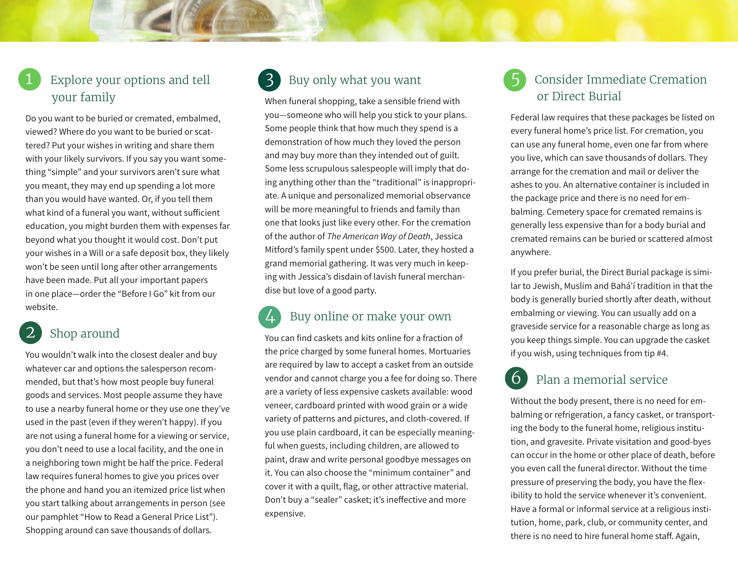## 1 Explore your options and tell your family

Do you want to be buried or cremated, embalmed, viewed? Where do you want to be buried or scattered? Put your wishes in writing and share them with your likely survivors. If you say you want something "simple" and your survivors aren't sure what you meant, they may end up spending a lot more than you would have wanted. Or, if you tell them what kind of a funeral you want, without sufficient education, you might burden them with expenses far beyond what you thought it would cost. Don't put your wishes in a Will or a safe deposit box, they likely won't be seen until long after other arrangements have been made. Put all your important papers in one place—order the "Before I Go" kit from our website.

## 2 Shop around

You wouldn't walk into the closest dealer and buy whatever car and options the salesperson recommended, but that's how most people buy funeral goods and services. Most people assume they have to use a nearby funeral home or they use one they've used in the past (even if they weren't happy). If you are not using a funeral home for a viewing or service, you don't need to use a local facility, and the one in a neighboring town might be half the price. Federal law requires funeral homes to give you prices over the phone and hand you an itemized price list when you start talking about arrangements in person (see our pamphlet "How to Read a General Price List"). Shopping around can save thousands of dollars.

## 3 Buy only what you want

When funeral shopping, take a sensible friend with you—someone who will help you stick to your plans. Some people think that how much they spend is a demonstration of how much they loved the person and may buy more than they intended out of guilt. Some less scrupulous salespeople will imply that doing anything other than the "traditional" is inappropriate. A unique and personalized memorial observance will be more meaningful to friends and family than one that looks just like every other. For the cremation of the author of *The American Way of Death*, Jessica Mitford's family spent under $500. Later, they hosted a grand memorial gathering. It was very much in keeping with Jessica's disdain of lavish funeral merchandise but love of a good party.

## 4 Buy online or make your own

You can find caskets and kits online for a fraction of the price charged by some funeral homes. Mortuaries are required by law to accept a casket from an outside vendor and cannot charge you a fee for doing so. There are a variety of less expensive caskets available: wood veneer, cardboard printed with wood grain or a wide variety of patterns and pictures, and cloth-covered. If you use plain cardboard, it can be especially meaningful when guests, including children, are allowed to paint, draw and write personal goodbye messages on it. You can also choose the "minimum container" and cover it with a quilt, flag, or other attractive material. Don't buy a "sealer" casket; it's ineffective and more expensive.

## 5 Consider Immediate Cremation or Direct Burial

Federal law requires that these packages be listed on every funeral home's price list. For cremation, you can use any funeral home, even one far from where you live, which can save thousands of dollars. They arrange for the cremation and mail or deliver the ashes to you. An alternative container is included in the package price and there is no need for embalming. Cemetery space for cremated remains is generally less expensive than for a body burial and cremated remains can be buried or scattered almost anywhere.

If you prefer burial, the Direct Burial package is similar to Jewish, Muslim and Bahá'í tradition in that the body is generally buried shortly after death, without embalming or viewing. You can usually add on a graveside service for a reasonable charge as long as you keep things simple. You can upgrade the casket if you wish, using techniques from tip #4.

## 6 Plan a memorial service

Without the body present, there is no need for embalming or refrigeration, a fancy casket, or transporting the body to the funeral home, religious institution, and gravesite. Private visitation and good-byes can occur in the home or other place of death, before you even call the funeral director. Without the time pressure of preserving the body, you have the flexibility to hold the service whenever it's convenient. Have a formal or informal service at a religious institution, home, park, club, or community center, and there is no need to hire funeral home staff. Again,